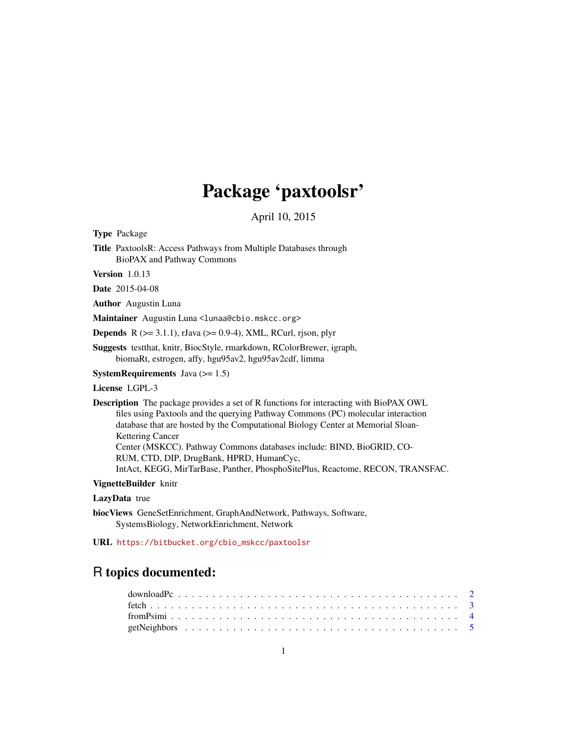# Package 'paxtoolsr'

April 10, 2015

**Type** Package

**Title** PaxtoolsR: Access Pathways from Multiple Databases through BioPAX and Pathway Commons

**Version** 1.0.13

**Date** 2015-04-08

**Author** Augustin Luna

**Maintainer** Augustin Luna <lunaa@cbio.mskcc.org>

**Depends** R (>= 3.1.1), rJava (>= 0.9-4), XML, RCurl, rjson, plyr

**Suggests** testthat, knitr, BiocStyle, rmarkdown, RColorBrewer, igraph, biomaRt, estrogen, affy, hgu95av2, hgu95av2cdf, limma

**SystemRequirements** Java (>= 1.5)

**License** LGPL-3

**Description** The package provides a set of R functions for interacting with BioPAX OWL files using Paxtools and the querying Pathway Commons (PC) molecular interaction database that are hosted by the Computational Biology Center at Memorial Sloan-Kettering Cancer Center (MSKCC). Pathway Commons databases include: BIND, BioGRID, CORUM, CTD, DIP, DrugBank, HPRD, HumanCyc, IntAct, KEGG, MirTarBase, Panther, PhosphoSitePlus, Reactome, RECON, TRANSFAC.

**VignetteBuilder** knitr

**LazyData** true

**biocViews** GeneSetEnrichment, GraphAndNetwork, Pathways, Software, SystemsBiology, NetworkEnrichment, Network

**URL** https://bitbucket.org/cbio_mskcc/paxtoolsr

## R topics documented:

- downloadPc . . . 2
- fetch . . . 3
- fromPsimi . . . 4
- getNeighbors . . . 5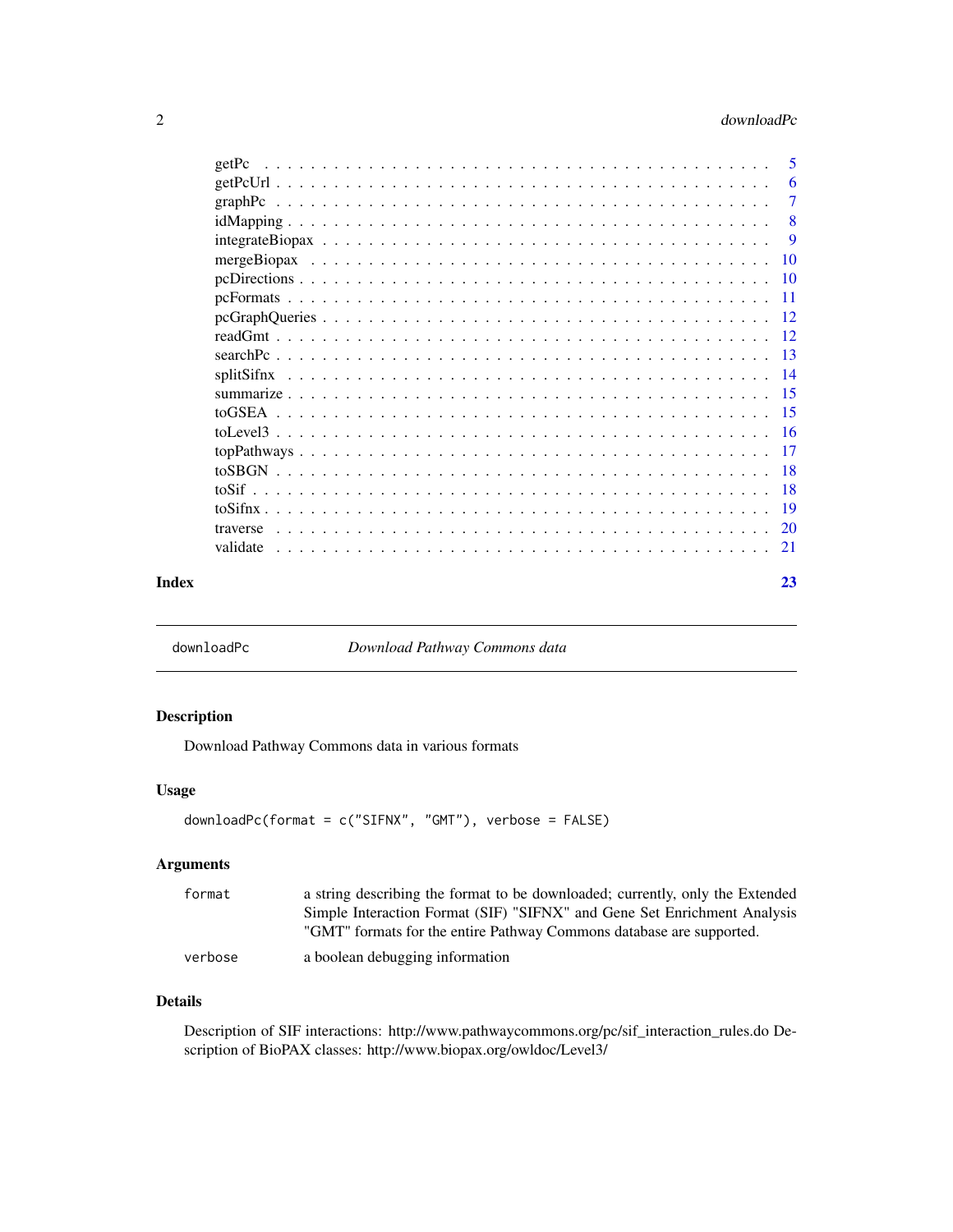getPc . . . . . . . . . . . . . . . . . . . . . . . . . . . . . . . . . . . . . . . . . 5
getPcUrl . . . . . . . . . . . . . . . . . . . . . . . . . . . . . . . . . . . . . . . . 6
graphPc . . . . . . . . . . . . . . . . . . . . . . . . . . . . . . . . . . . . . . . . . 7
idMapping . . . . . . . . . . . . . . . . . . . . . . . . . . . . . . . . . . . . . . . . 8
integrateBiopax . . . . . . . . . . . . . . . . . . . . . . . . . . . . . . . . . . . . . 9
mergeBiopax . . . . . . . . . . . . . . . . . . . . . . . . . . . . . . . . . . . . . . . 10
pcDirections . . . . . . . . . . . . . . . . . . . . . . . . . . . . . . . . . . . . . . 10
pcFormats . . . . . . . . . . . . . . . . . . . . . . . . . . . . . . . . . . . . . . . . 11
pcGraphQueries . . . . . . . . . . . . . . . . . . . . . . . . . . . . . . . . . . . . . 12
readGmt . . . . . . . . . . . . . . . . . . . . . . . . . . . . . . . . . . . . . . . . . 12
searchPc . . . . . . . . . . . . . . . . . . . . . . . . . . . . . . . . . . . . . . . . 13
splitSifnx . . . . . . . . . . . . . . . . . . . . . . . . . . . . . . . . . . . . . . . 14
summarize . . . . . . . . . . . . . . . . . . . . . . . . . . . . . . . . . . . . . . . 15
toGSEA . . . . . . . . . . . . . . . . . . . . . . . . . . . . . . . . . . . . . . . . . 15
toLevel3 . . . . . . . . . . . . . . . . . . . . . . . . . . . . . . . . . . . . . . . . 16
topPathways . . . . . . . . . . . . . . . . . . . . . . . . . . . . . . . . . . . . . . 17
toSBGN . . . . . . . . . . . . . . . . . . . . . . . . . . . . . . . . . . . . . . . . . 18
toSif . . . . . . . . . . . . . . . . . . . . . . . . . . . . . . . . . . . . . . . . . . 18
toSifnx . . . . . . . . . . . . . . . . . . . . . . . . . . . . . . . . . . . . . . . . . 19
traverse . . . . . . . . . . . . . . . . . . . . . . . . . . . . . . . . . . . . . . . . 20
validate . . . . . . . . . . . . . . . . . . . . . . . . . . . . . . . . . . . . . . . . 21

**Index** 23

---

## downloadPc — *Download Pathway Commons data*

### Description

Download Pathway Commons data in various formats

### Usage

```
downloadPc(format = c("SIFNX", "GMT"), verbose = FALSE)
```

### Arguments

| | |
|---|---|
| `format` | a string describing the format to be downloaded; currently, only the Extended Simple Interaction Format (SIF) "SIFNX" and Gene Set Enrichment Analysis "GMT" formats for the entire Pathway Commons database are supported. |
| `verbose` | a boolean debugging information |

### Details

Description of SIF interactions: http://www.pathwaycommons.org/pc/sif_interaction_rules.do Description of BioPAX classes: http://www.biopax.org/owldoc/Level3/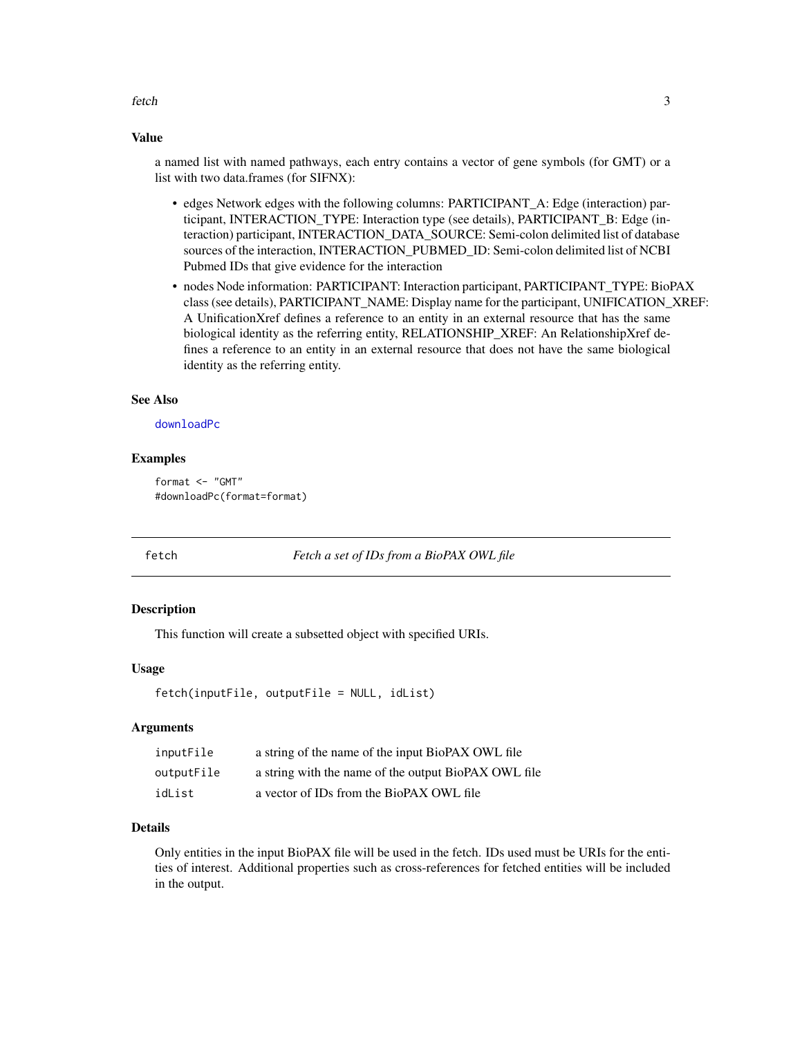### Value

a named list with named pathways, each entry contains a vector of gene symbols (for GMT) or a list with two data.frames (for SIFNX):

- edges Network edges with the following columns: PARTICIPANT_A: Edge (interaction) participant, INTERACTION_TYPE: Interaction type (see details), PARTICIPANT_B: Edge (interaction) participant, INTERACTION_DATA_SOURCE: Semi-colon delimited list of database sources of the interaction, INTERACTION_PUBMED_ID: Semi-colon delimited list of NCBI Pubmed IDs that give evidence for the interaction
- nodes Node information: PARTICIPANT: Interaction participant, PARTICIPANT_TYPE: BioPAX class (see details), PARTICIPANT_NAME: Display name for the participant, UNIFICATION_XREF: A UnificationXref defines a reference to an entity in an external resource that has the same biological identity as the referring entity, RELATIONSHIP_XREF: An RelationshipXref defines a reference to an entity in an external resource that does not have the same biological identity as the referring entity.

### See Also

downloadPc

### Examples

```
format <- "GMT"
#downloadPc(format=format)
```

---

## fetch — *Fetch a set of IDs from a BioPAX OWL file*

### Description

This function will create a subsetted object with specified URIs.

### Usage

```
fetch(inputFile, outputFile = NULL, idList)
```

### Arguments

| | |
|---|---|
| inputFile | a string of the name of the input BioPAX OWL file |
| outputFile | a string with the name of the output BioPAX OWL file |
| idList | a vector of IDs from the BioPAX OWL file |

### Details

Only entities in the input BioPAX file will be used in the fetch. IDs used must be URIs for the entities of interest. Additional properties such as cross-references for fetched entities will be included in the output.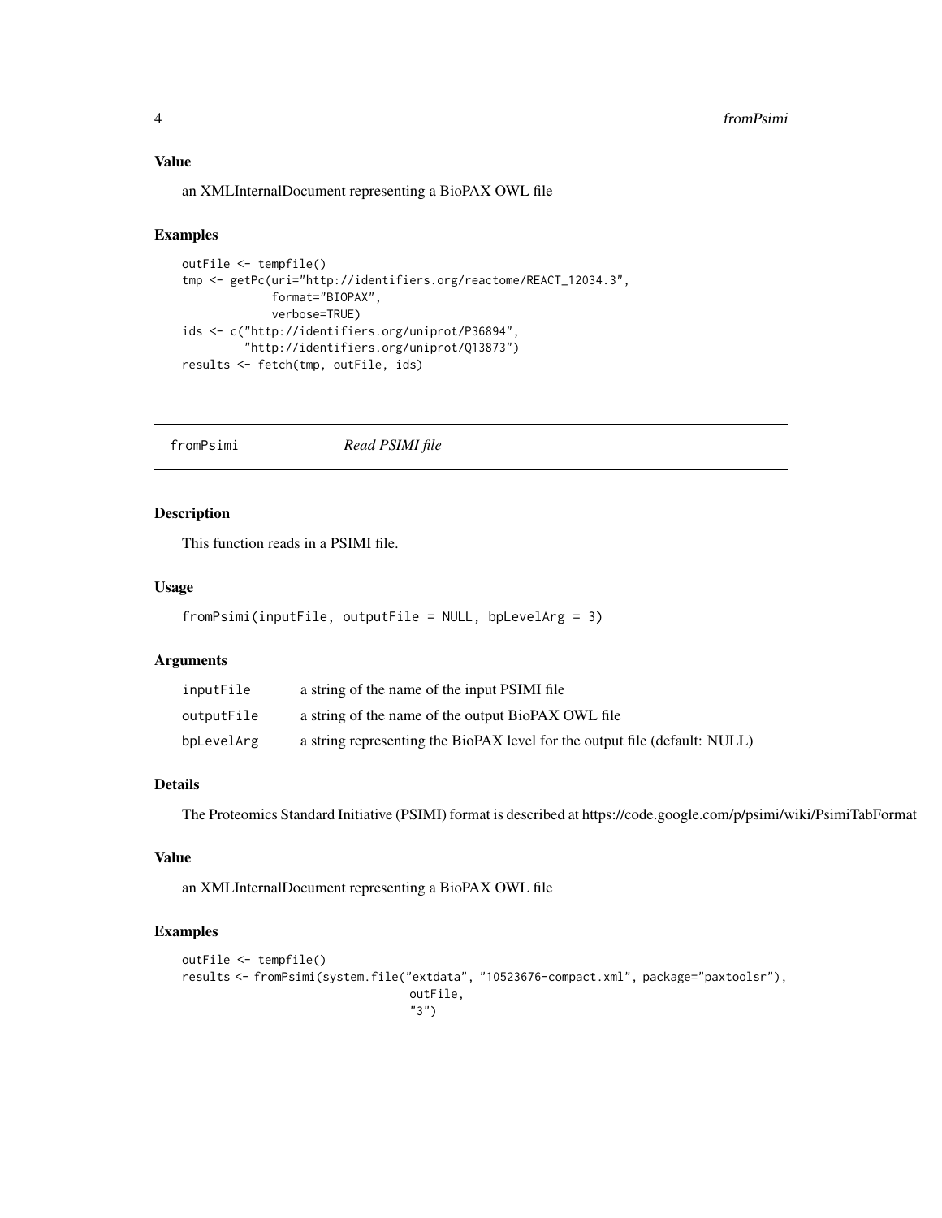### Value

an XMLInternalDocument representing a BioPAX OWL file

### Examples

```
outFile <- tempfile()
tmp <- getPc(uri="http://identifiers.org/reactome/REACT_12034.3",
             format="BIOPAX",
             verbose=TRUE)
ids <- c("http://identifiers.org/uniprot/P36894",
         "http://identifiers.org/uniprot/Q13873")
results <- fetch(tmp, outFile, ids)
```

---

## fromPsimi *Read PSIMI file*

---

### Description

This function reads in a PSIMI file.

### Usage

```
fromPsimi(inputFile, outputFile = NULL, bpLevelArg = 3)
```

### Arguments

| | |
|---|---|
| inputFile | a string of the name of the input PSIMI file |
| outputFile | a string of the name of the output BioPAX OWL file |
| bpLevelArg | a string representing the BioPAX level for the output file (default: NULL) |

### Details

The Proteomics Standard Initiative (PSIMI) format is described at https://code.google.com/p/psimi/wiki/PsimiTabFormat

### Value

an XMLInternalDocument representing a BioPAX OWL file

### Examples

```
outFile <- tempfile()
results <- fromPsimi(system.file("extdata", "10523676-compact.xml", package="paxtoolsr"),
                                  outFile,
                                  "3")
```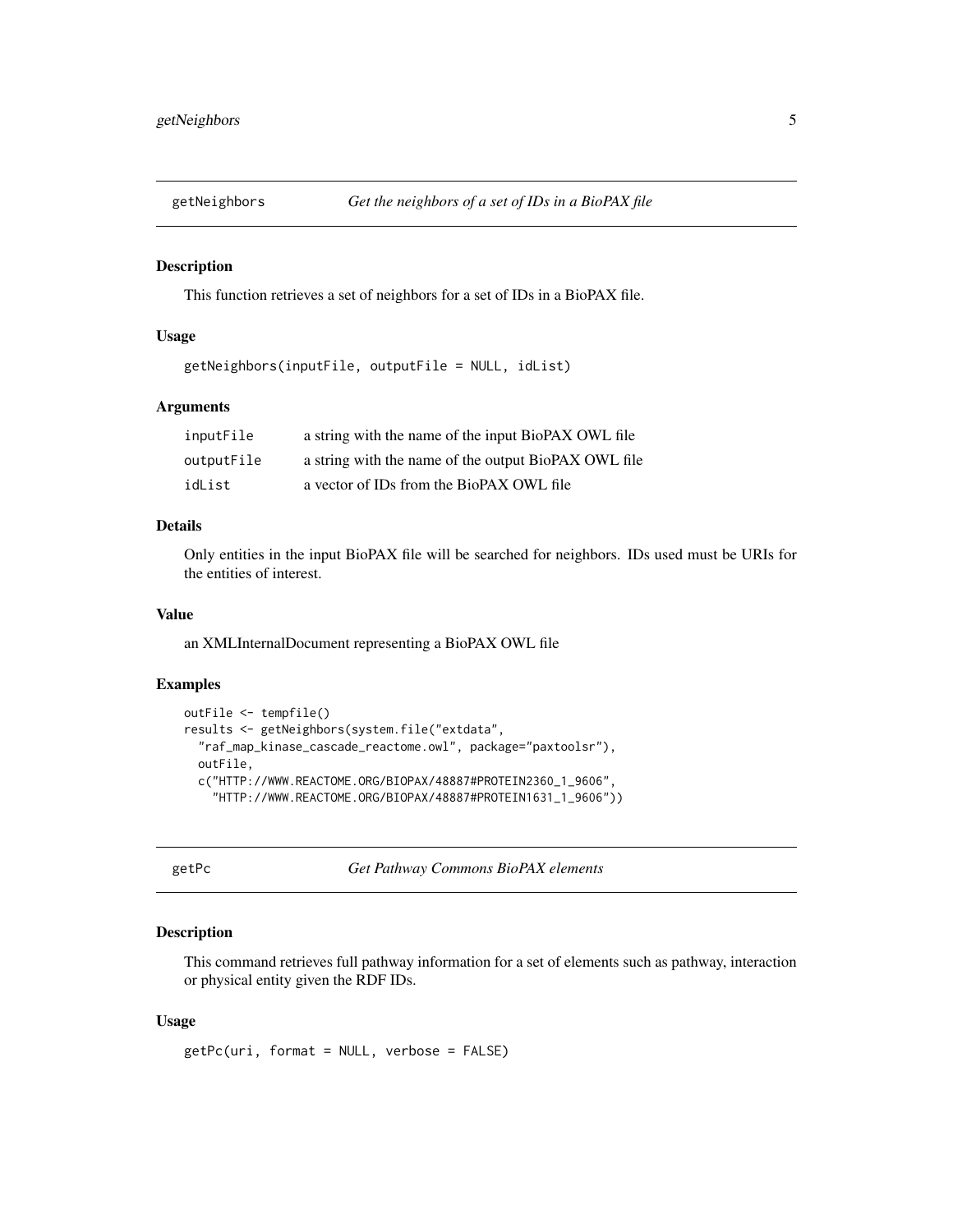## getNeighbors *Get the neighbors of a set of IDs in a BioPAX file*

### Description

This function retrieves a set of neighbors for a set of IDs in a BioPAX file.

### Usage

```
getNeighbors(inputFile, outputFile = NULL, idList)
```

### Arguments

| | |
|---|---|
| inputFile | a string with the name of the input BioPAX OWL file |
| outputFile | a string with the name of the output BioPAX OWL file |
| idList | a vector of IDs from the BioPAX OWL file |

### Details

Only entities in the input BioPAX file will be searched for neighbors. IDs used must be URIs for the entities of interest.

### Value

an XMLInternalDocument representing a BioPAX OWL file

### Examples

```
outFile <- tempfile()
results <- getNeighbors(system.file("extdata",
  "raf_map_kinase_cascade_reactome.owl", package="paxtoolsr"),
  outFile,
  c("HTTP://WWW.REACTOME.ORG/BIOPAX/48887#PROTEIN2360_1_9606",
    "HTTP://WWW.REACTOME.ORG/BIOPAX/48887#PROTEIN1631_1_9606"))
```

## getPc *Get Pathway Commons BioPAX elements*

### Description

This command retrieves full pathway information for a set of elements such as pathway, interaction or physical entity given the RDF IDs.

### Usage

```
getPc(uri, format = NULL, verbose = FALSE)
```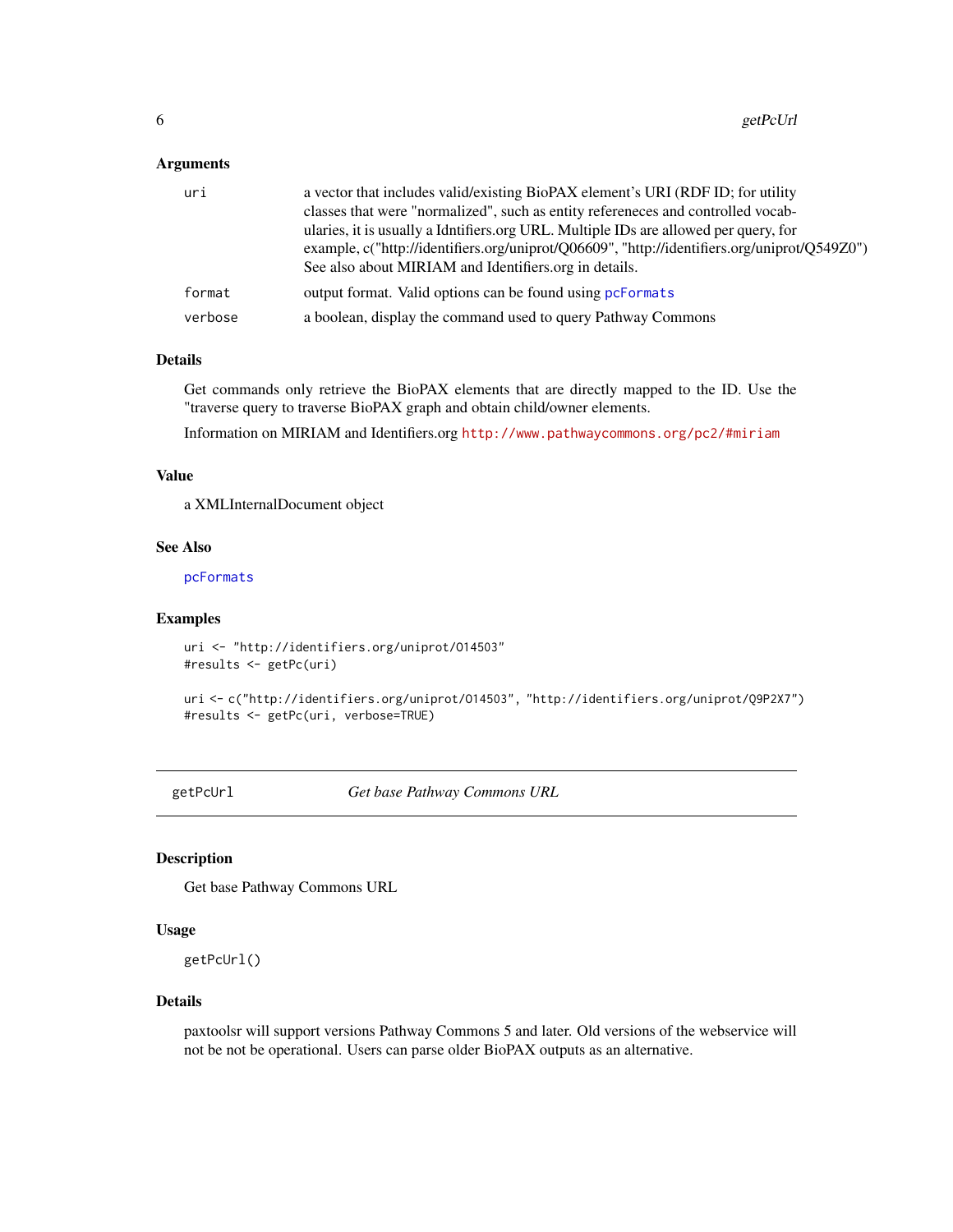### Arguments

| | |
|---|---|
| uri | a vector that includes valid/existing BioPAX element's URI (RDF ID; for utility classes that were "normalized", such as entity refereneces and controlled vocabularies, it is usually a Idntifiers.org URL. Multiple IDs are allowed per query, for example, c("http://identifiers.org/uniprot/Q06609", "http://identifiers.org/uniprot/Q549Z0") See also about MIRIAM and Identifiers.org in details. |
| format | output format. Valid options can be found using pcFormats |
| verbose | a boolean, display the command used to query Pathway Commons |

### Details

Get commands only retrieve the BioPAX elements that are directly mapped to the ID. Use the "traverse query to traverse BioPAX graph and obtain child/owner elements.

Information on MIRIAM and Identifiers.org http://www.pathwaycommons.org/pc2/#miriam

### Value

a XMLInternalDocument object

### See Also

pcFormats

### Examples

```
uri <- "http://identifiers.org/uniprot/O14503"
#results <- getPc(uri)

uri <- c("http://identifiers.org/uniprot/O14503", "http://identifiers.org/uniprot/Q9P2X7")
#results <- getPc(uri, verbose=TRUE)
```

---

## getPcUrl — *Get base Pathway Commons URL*

### Description

Get base Pathway Commons URL

### Usage

```
getPcUrl()
```

### Details

paxtoolsr will support versions Pathway Commons 5 and later. Old versions of the webservice will not be not be operational. Users can parse older BioPAX outputs as an alternative.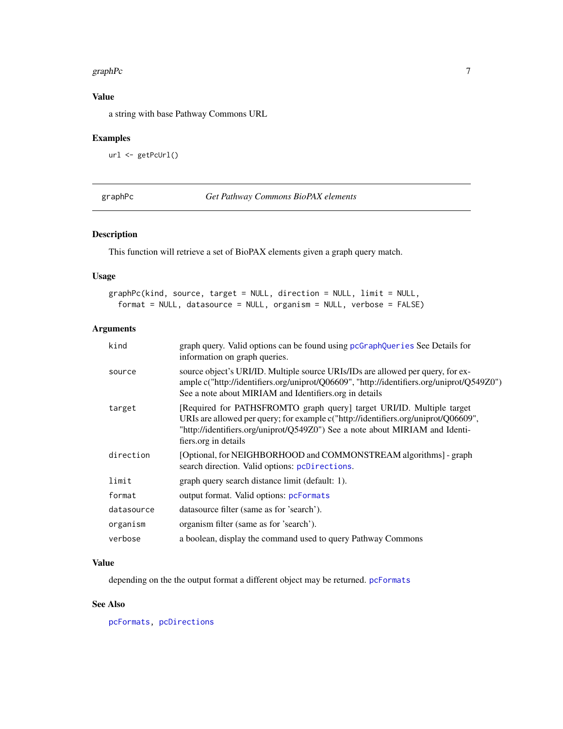## Value

a string with base Pathway Commons URL

## Examples

```
url <- getPcUrl()
```

---

# graphPc — *Get Pathway Commons BioPAX elements*

## Description

This function will retrieve a set of BioPAX elements given a graph query match.

## Usage

```
graphPc(kind, source, target = NULL, direction = NULL, limit = NULL,
  format = NULL, datasource = NULL, organism = NULL, verbose = FALSE)
```

## Arguments

| | |
|---|---|
| kind | graph query. Valid options can be found using pcGraphQueries See Details for information on graph queries. |
| source | source object's URI/ID. Multiple source URIs/IDs are allowed per query, for example c("http://identifiers.org/uniprot/Q06609", "http://identifiers.org/uniprot/Q549Z0") See a note about MIRIAM and Identifiers.org in details |
| target | [Required for PATHSFROMTO graph query] target URI/ID. Multiple target URIs are allowed per query; for example c("http://identifiers.org/uniprot/Q06609", "http://identifiers.org/uniprot/Q549Z0") See a note about MIRIAM and Identifiers.org in details |
| direction | [Optional, for NEIGHBORHOOD and COMMONSTREAM algorithms] - graph search direction. Valid options: pcDirections. |
| limit | graph query search distance limit (default: 1). |
| format | output format. Valid options: pcFormats |
| datasource | datasource filter (same as for 'search'). |
| organism | organism filter (same as for 'search'). |
| verbose | a boolean, display the command used to query Pathway Commons |

## Value

depending on the the output format a different object may be returned. pcFormats

## See Also

pcFormats, pcDirections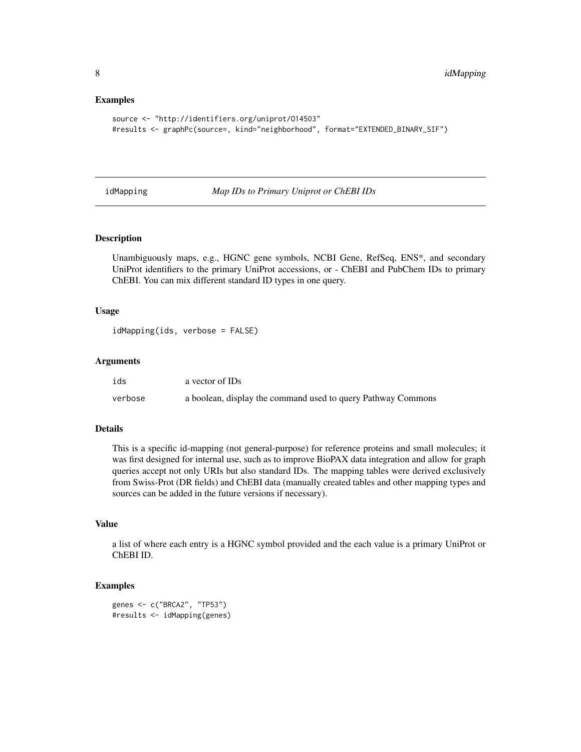### Examples

```
source <- "http://identifiers.org/uniprot/O14503"
#results <- graphPc(source=, kind="neighborhood", format="EXTENDED_BINARY_SIF")
```

---

## idMapping — *Map IDs to Primary Uniprot or ChEBI IDs*

---

### Description

Unambiguously maps, e.g., HGNC gene symbols, NCBI Gene, RefSeq, ENS*, and secondary UniProt identifiers to the primary UniProt accessions, or - ChEBI and PubChem IDs to primary ChEBI. You can mix different standard ID types in one query.

### Usage

```
idMapping(ids, verbose = FALSE)
```

### Arguments

| | |
|---|---|
| `ids` | a vector of IDs |
| `verbose` | a boolean, display the command used to query Pathway Commons |

### Details

This is a specific id-mapping (not general-purpose) for reference proteins and small molecules; it was first designed for internal use, such as to improve BioPAX data integration and allow for graph queries accept not only URIs but also standard IDs. The mapping tables were derived exclusively from Swiss-Prot (DR fields) and ChEBI data (manually created tables and other mapping types and sources can be added in the future versions if necessary).

### Value

a list of where each entry is a HGNC symbol provided and the each value is a primary UniProt or ChEBI ID.

### Examples

```
genes <- c("BRCA2", "TP53")
#results <- idMapping(genes)
```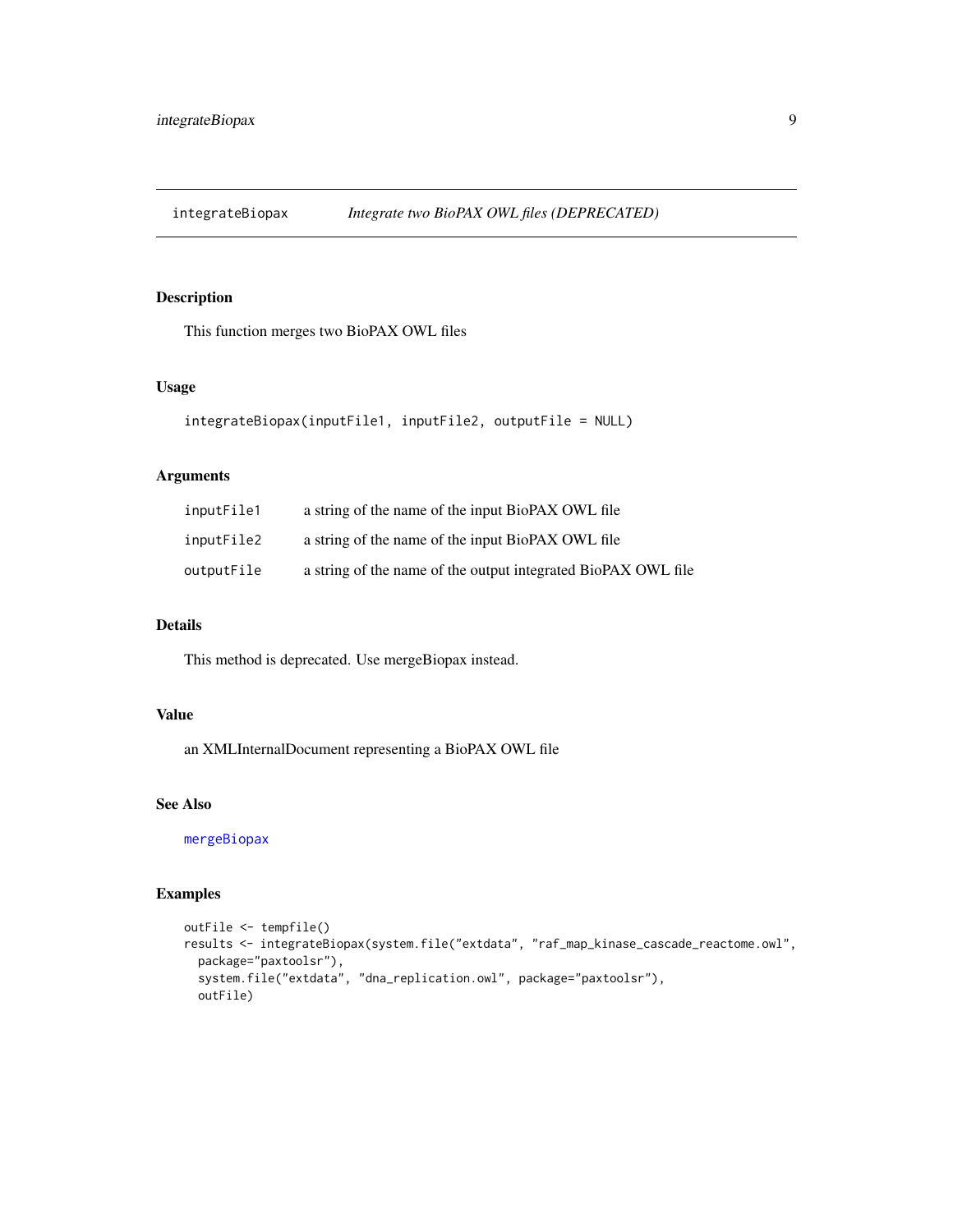## integrateBiopax — *Integrate two BioPAX OWL files (DEPRECATED)*

### Description

This function merges two BioPAX OWL files

### Usage

```
integrateBiopax(inputFile1, inputFile2, outputFile = NULL)
```

### Arguments

| | |
|---|---|
| inputFile1 | a string of the name of the input BioPAX OWL file |
| inputFile2 | a string of the name of the input BioPAX OWL file |
| outputFile | a string of the name of the output integrated BioPAX OWL file |

### Details

This method is deprecated. Use mergeBiopax instead.

### Value

an XMLInternalDocument representing a BioPAX OWL file

### See Also

mergeBiopax

### Examples

```
outFile <- tempfile()
results <- integrateBiopax(system.file("extdata", "raf_map_kinase_cascade_reactome.owl",
  package="paxtoolsr"),
  system.file("extdata", "dna_replication.owl", package="paxtoolsr"),
  outFile)
```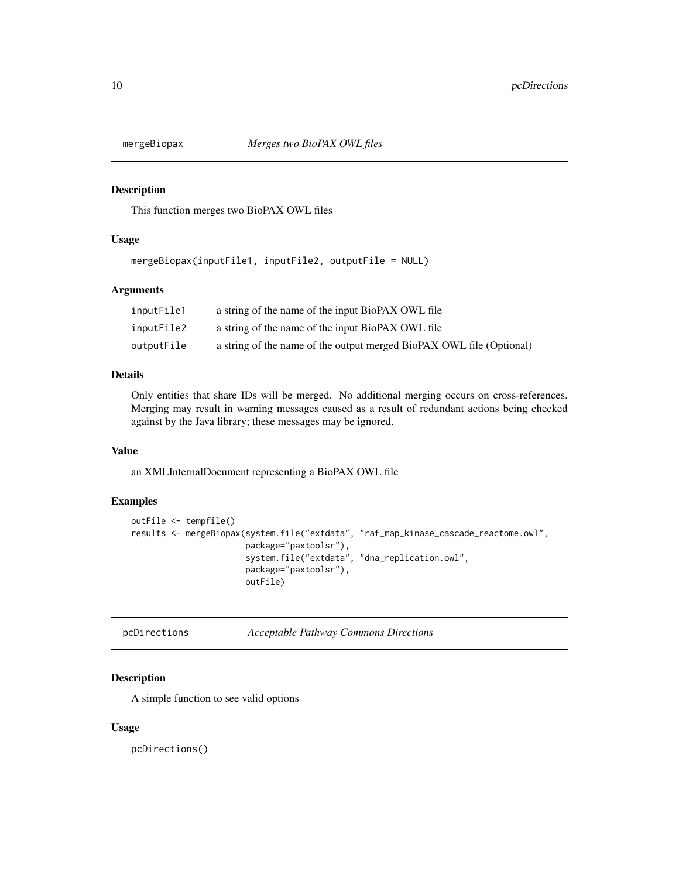## mergeBiopax — *Merges two BioPAX OWL files*

### Description

This function merges two BioPAX OWL files

### Usage

```
mergeBiopax(inputFile1, inputFile2, outputFile = NULL)
```

### Arguments

| | |
|---|---|
| inputFile1 | a string of the name of the input BioPAX OWL file |
| inputFile2 | a string of the name of the input BioPAX OWL file |
| outputFile | a string of the name of the output merged BioPAX OWL file (Optional) |

### Details

Only entities that share IDs will be merged. No additional merging occurs on cross-references. Merging may result in warning messages caused as a result of redundant actions being checked against by the Java library; these messages may be ignored.

### Value

an XMLInternalDocument representing a BioPAX OWL file

### Examples

```
outFile <- tempfile()
results <- mergeBiopax(system.file("extdata", "raf_map_kinase_cascade_reactome.owl",
                       package="paxtoolsr"),
                       system.file("extdata", "dna_replication.owl",
                       package="paxtoolsr"),
                       outFile)
```

## pcDirections — *Acceptable Pathway Commons Directions*

### Description

A simple function to see valid options

### Usage

```
pcDirections()
```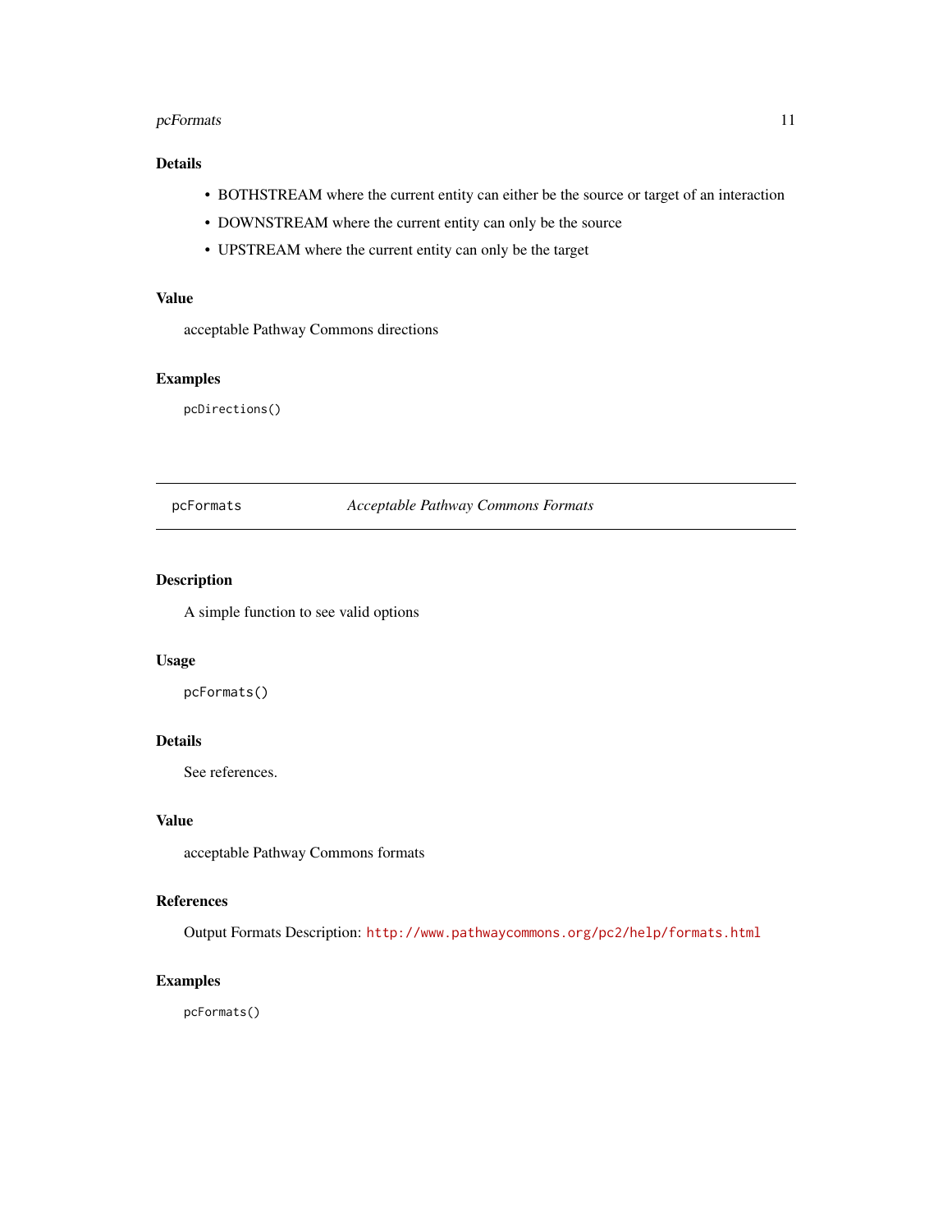### Details

- BOTHSTREAM where the current entity can either be the source or target of an interaction
- DOWNSTREAM where the current entity can only be the source
- UPSTREAM where the current entity can only be the target

### Value

acceptable Pathway Commons directions

### Examples

```
pcDirections()
```

---

## pcFormats — *Acceptable Pathway Commons Formats*

---

### Description

A simple function to see valid options

### Usage

```
pcFormats()
```

### Details

See references.

### Value

acceptable Pathway Commons formats

### References

Output Formats Description: http://www.pathwaycommons.org/pc2/help/formats.html

### Examples

```
pcFormats()
```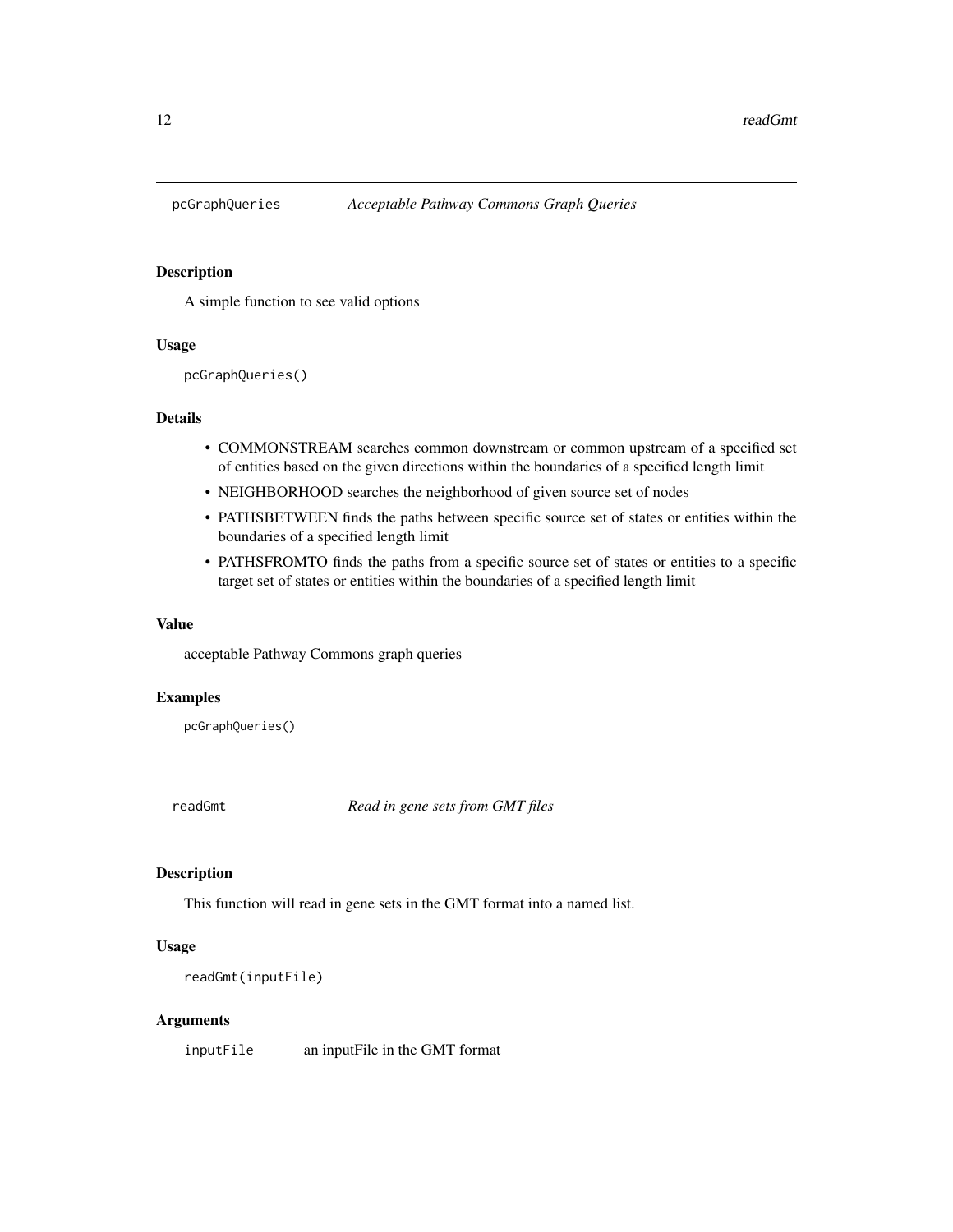## pcGraphQueries *Acceptable Pathway Commons Graph Queries*

### Description

A simple function to see valid options

### Usage

```
pcGraphQueries()
```

### Details

- COMMONSTREAM searches common downstream or common upstream of a specified set of entities based on the given directions within the boundaries of a specified length limit
- NEIGHBORHOOD searches the neighborhood of given source set of nodes
- PATHSBETWEEN finds the paths between specific source set of states or entities within the boundaries of a specified length limit
- PATHSFROMTO finds the paths from a specific source set of states or entities to a specific target set of states or entities within the boundaries of a specified length limit

### Value

acceptable Pathway Commons graph queries

### Examples

```
pcGraphQueries()
```

## readGmt *Read in gene sets from GMT files*

### Description

This function will read in gene sets in the GMT format into a named list.

### Usage

```
readGmt(inputFile)
```

### Arguments

| | |
|---|---|
| inputFile | an inputFile in the GMT format |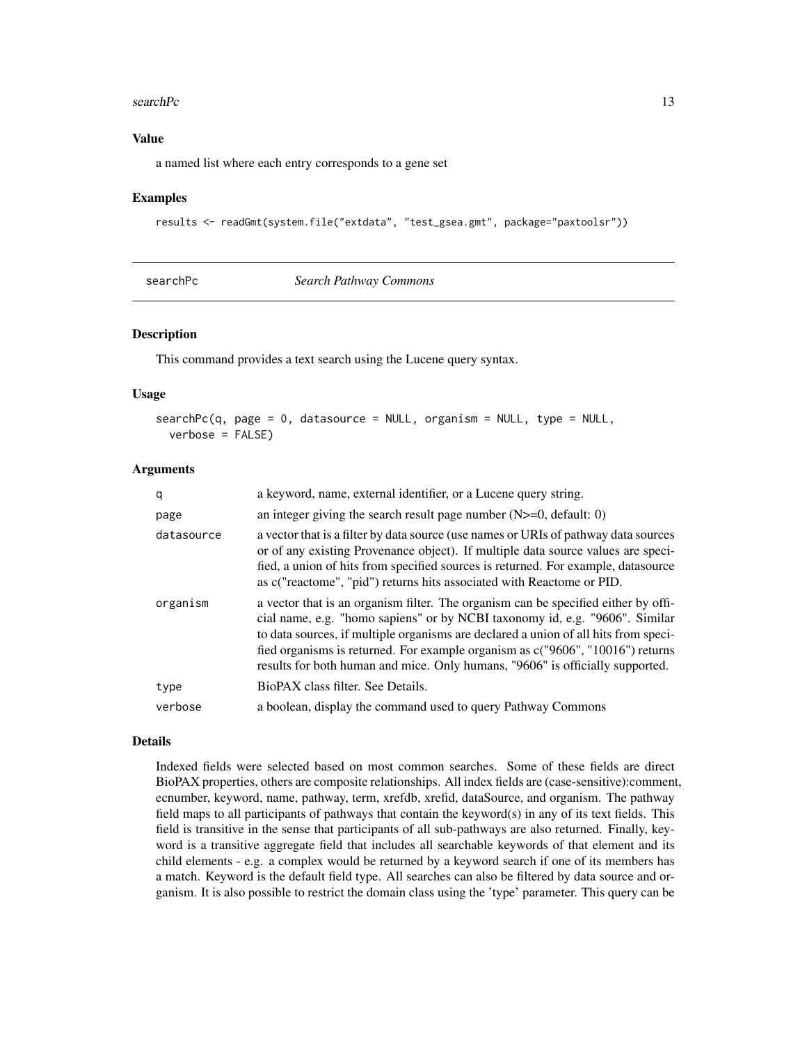## Value

a named list where each entry corresponds to a gene set

## Examples

```
results <- readGmt(system.file("extdata", "test_gsea.gmt", package="paxtoolsr"))
```

---

# searchPc *Search Pathway Commons*

---

## Description

This command provides a text search using the Lucene query syntax.

## Usage

```
searchPc(q, page = 0, datasource = NULL, organism = NULL, type = NULL,
  verbose = FALSE)
```

## Arguments

| | |
|---|---|
| q | a keyword, name, external identifier, or a Lucene query string. |
| page | an integer giving the search result page number (N>=0, default: 0) |
| datasource | a vector that is a filter by data source (use names or URIs of pathway data sources or of any existing Provenance object). If multiple data source values are specified, a union of hits from specified sources is returned. For example, datasource as c("reactome", "pid") returns hits associated with Reactome or PID. |
| organism | a vector that is an organism filter. The organism can be specified either by official name, e.g. "homo sapiens" or by NCBI taxonomy id, e.g. "9606". Similar to data sources, if multiple organisms are declared a union of all hits from specified organisms is returned. For example organism as c("9606", "10016") returns results for both human and mice. Only humans, "9606" is officially supported. |
| type | BioPAX class filter. See Details. |
| verbose | a boolean, display the command used to query Pathway Commons |

## Details

Indexed fields were selected based on most common searches. Some of these fields are direct BioPAX properties, others are composite relationships. All index fields are (case-sensitive):comment, ecnumber, keyword, name, pathway, term, xrefdb, xrefid, dataSource, and organism. The pathway field maps to all participants of pathways that contain the keyword(s) in any of its text fields. This field is transitive in the sense that participants of all sub-pathways are also returned. Finally, keyword is a transitive aggregate field that includes all searchable keywords of that element and its child elements - e.g. a complex would be returned by a keyword search if one of its members has a match. Keyword is the default field type. All searches can also be filtered by data source and organism. It is also possible to restrict the domain class using the 'type' parameter. This query can be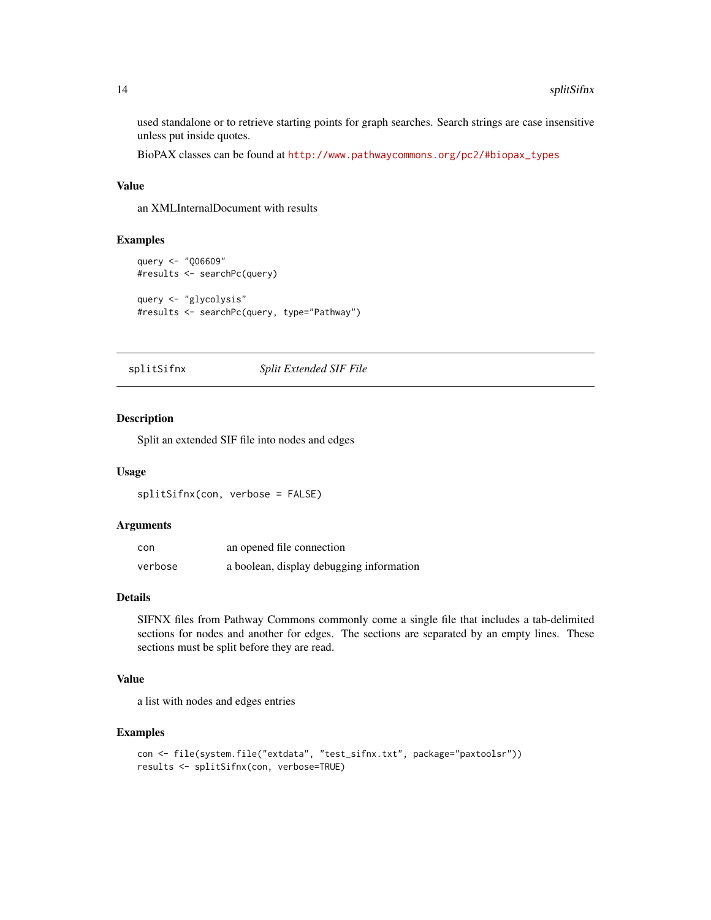used standalone or to retrieve starting points for graph searches. Search strings are case insensitive unless put inside quotes.

BioPAX classes can be found at http://www.pathwaycommons.org/pc2/#biopax_types

### Value

an XMLInternalDocument with results

### Examples

```
query <- "Q06609"
#results <- searchPc(query)

query <- "glycolysis"
#results <- searchPc(query, type="Pathway")
```

---

## splitSifnx — *Split Extended SIF File*

---

### Description

Split an extended SIF file into nodes and edges

### Usage

```
splitSifnx(con, verbose = FALSE)
```

### Arguments

| | |
|---|---|
| con | an opened file connection |
| verbose | a boolean, display debugging information |

### Details

SIFNX files from Pathway Commons commonly come a single file that includes a tab-delimited sections for nodes and another for edges. The sections are separated by an empty lines. These sections must be split before they are read.

### Value

a list with nodes and edges entries

### Examples

```
con <- file(system.file("extdata", "test_sifnx.txt", package="paxtoolsr"))
results <- splitSifnx(con, verbose=TRUE)
```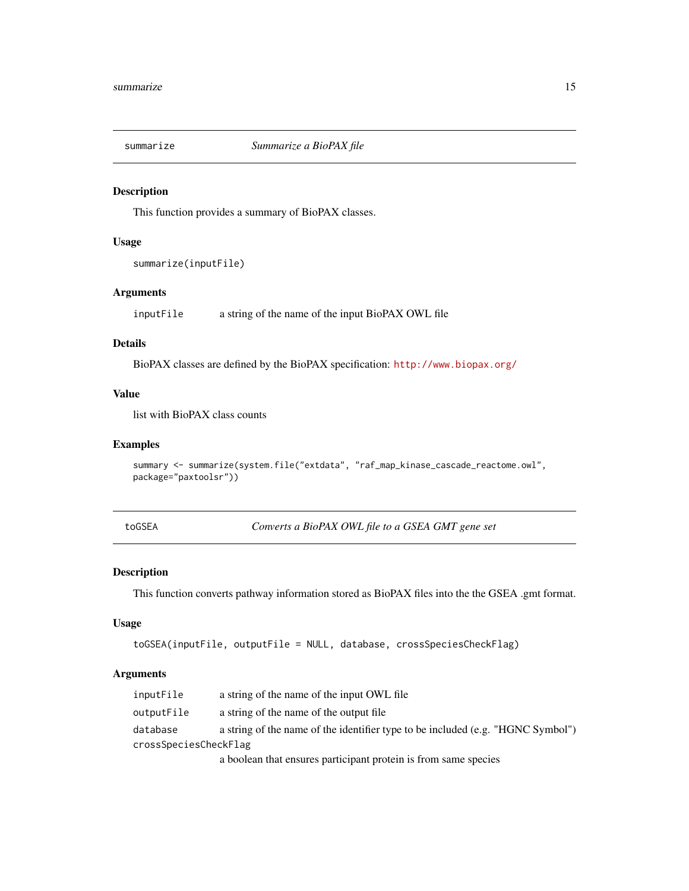## summarize — *Summarize a BioPAX file*

### Description

This function provides a summary of BioPAX classes.

### Usage

```
summarize(inputFile)
```

### Arguments

| | |
|---|---|
| inputFile | a string of the name of the input BioPAX OWL file |

### Details

BioPAX classes are defined by the BioPAX specification: http://www.biopax.org/

### Value

list with BioPAX class counts

### Examples

```
summary <- summarize(system.file("extdata", "raf_map_kinase_cascade_reactome.owl",
package="paxtoolsr"))
```

## toGSEA — *Converts a BioPAX OWL file to a GSEA GMT gene set*

### Description

This function converts pathway information stored as BioPAX files into the the GSEA .gmt format.

### Usage

```
toGSEA(inputFile, outputFile = NULL, database, crossSpeciesCheckFlag)
```

### Arguments

| | |
|---|---|
| inputFile | a string of the name of the input OWL file |
| outputFile | a string of the name of the output file |
| database | a string of the name of the identifier type to be included (e.g. "HGNC Symbol") |
| crossSpeciesCheckFlag | a boolean that ensures participant protein is from same species |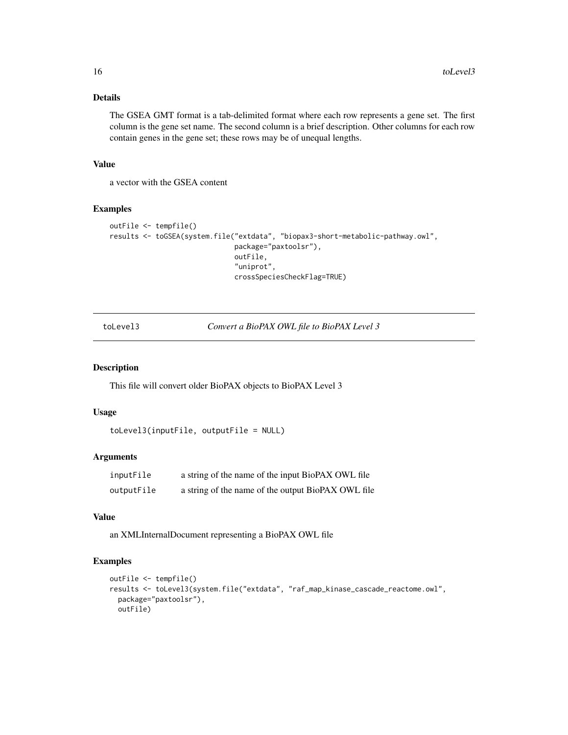### Details

The GSEA GMT format is a tab-delimited format where each row represents a gene set. The first column is the gene set name. The second column is a brief description. Other columns for each row contain genes in the gene set; these rows may be of unequal lengths.

### Value

a vector with the GSEA content

### Examples

```
outFile <- tempfile()
results <- toGSEA(system.file("extdata", "biopax3-short-metabolic-pathway.owl",
                              package="paxtoolsr"),
                              outFile,
                              "uniprot",
                              crossSpeciesCheckFlag=TRUE)
```

---

## toLevel3 — *Convert a BioPAX OWL file to BioPAX Level 3*

### Description

This file will convert older BioPAX objects to BioPAX Level 3

### Usage

```
toLevel3(inputFile, outputFile = NULL)
```

### Arguments

| | |
|---|---|
| inputFile | a string of the name of the input BioPAX OWL file |
| outputFile | a string of the name of the output BioPAX OWL file |

### Value

an XMLInternalDocument representing a BioPAX OWL file

### Examples

```
outFile <- tempfile()
results <- toLevel3(system.file("extdata", "raf_map_kinase_cascade_reactome.owl",
  package="paxtoolsr"),
  outFile)
```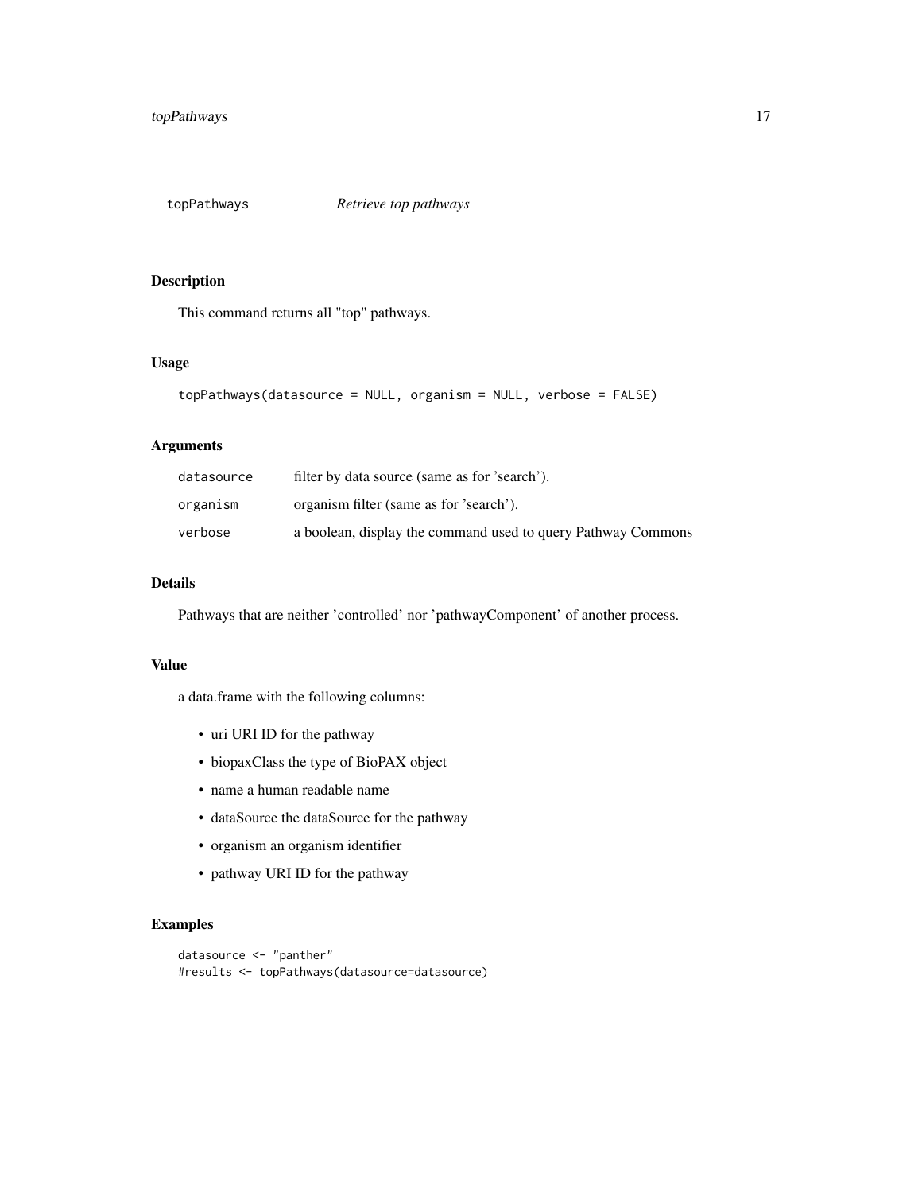# topPathways *Retrieve top pathways*

## Description

This command returns all "top" pathways.

## Usage

```
topPathways(datasource = NULL, organism = NULL, verbose = FALSE)
```

## Arguments

| | |
|---|---|
| datasource | filter by data source (same as for 'search'). |
| organism | organism filter (same as for 'search'). |
| verbose | a boolean, display the command used to query Pathway Commons |

## Details

Pathways that are neither 'controlled' nor 'pathwayComponent' of another process.

## Value

a data.frame with the following columns:

- uri URI ID for the pathway
- biopaxClass the type of BioPAX object
- name a human readable name
- dataSource the dataSource for the pathway
- organism an organism identifier
- pathway URI ID for the pathway

## Examples

```
datasource <- "panther"
#results <- topPathways(datasource=datasource)
```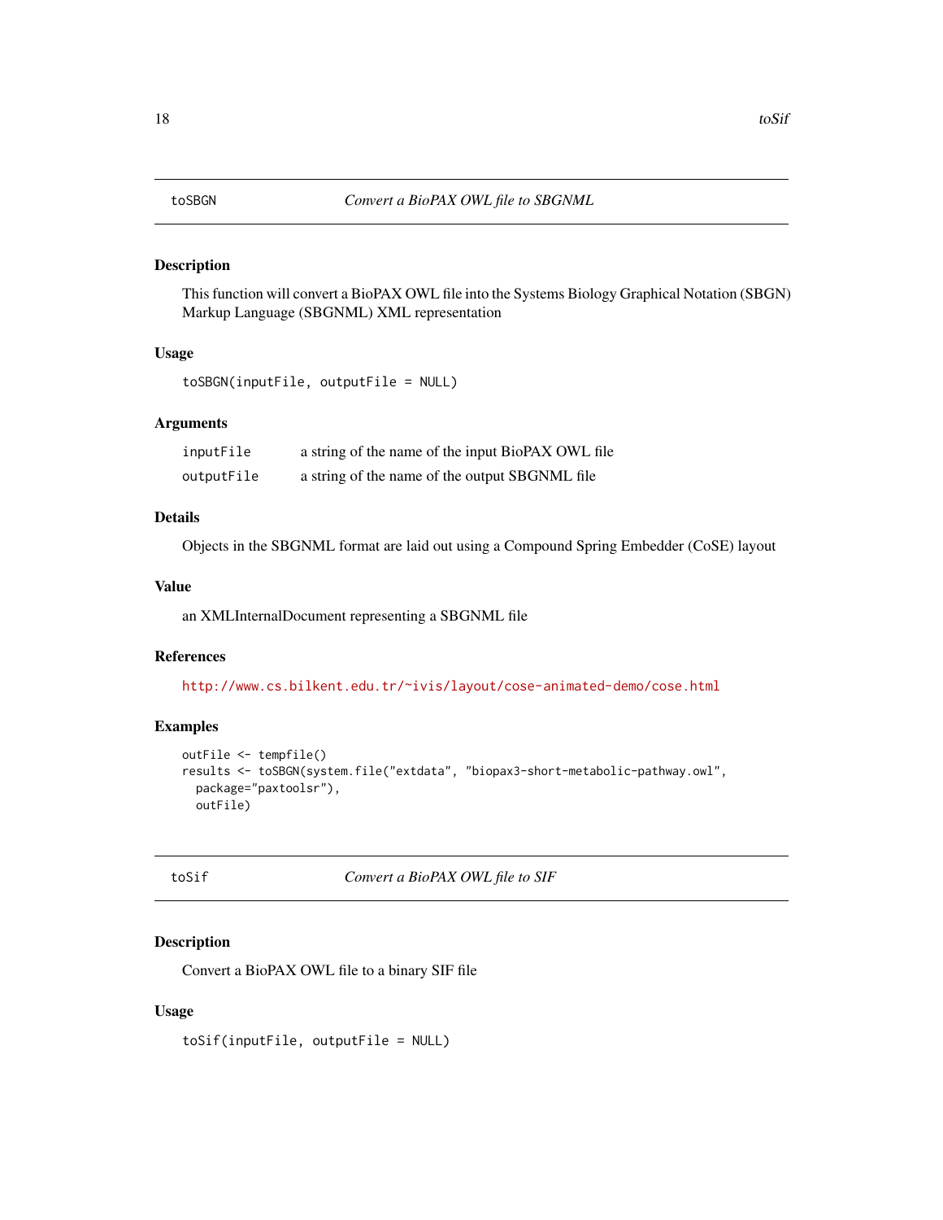## toSBGN — *Convert a BioPAX OWL file to SBGNML*

### Description

This function will convert a BioPAX OWL file into the Systems Biology Graphical Notation (SBGN) Markup Language (SBGNML) XML representation

### Usage

```
toSBGN(inputFile, outputFile = NULL)
```

### Arguments

| | |
|---|---|
| inputFile | a string of the name of the input BioPAX OWL file |
| outputFile | a string of the name of the output SBGNML file |

### Details

Objects in the SBGNML format are laid out using a Compound Spring Embedder (CoSE) layout

### Value

an XMLInternalDocument representing a SBGNML file

### References

http://www.cs.bilkent.edu.tr/~ivis/layout/cose-animated-demo/cose.html

### Examples

```
outFile <- tempfile()
results <- toSBGN(system.file("extdata", "biopax3-short-metabolic-pathway.owl",
  package="paxtoolsr"),
  outFile)
```

## toSif — *Convert a BioPAX OWL file to SIF*

### Description

Convert a BioPAX OWL file to a binary SIF file

### Usage

```
toSif(inputFile, outputFile = NULL)
```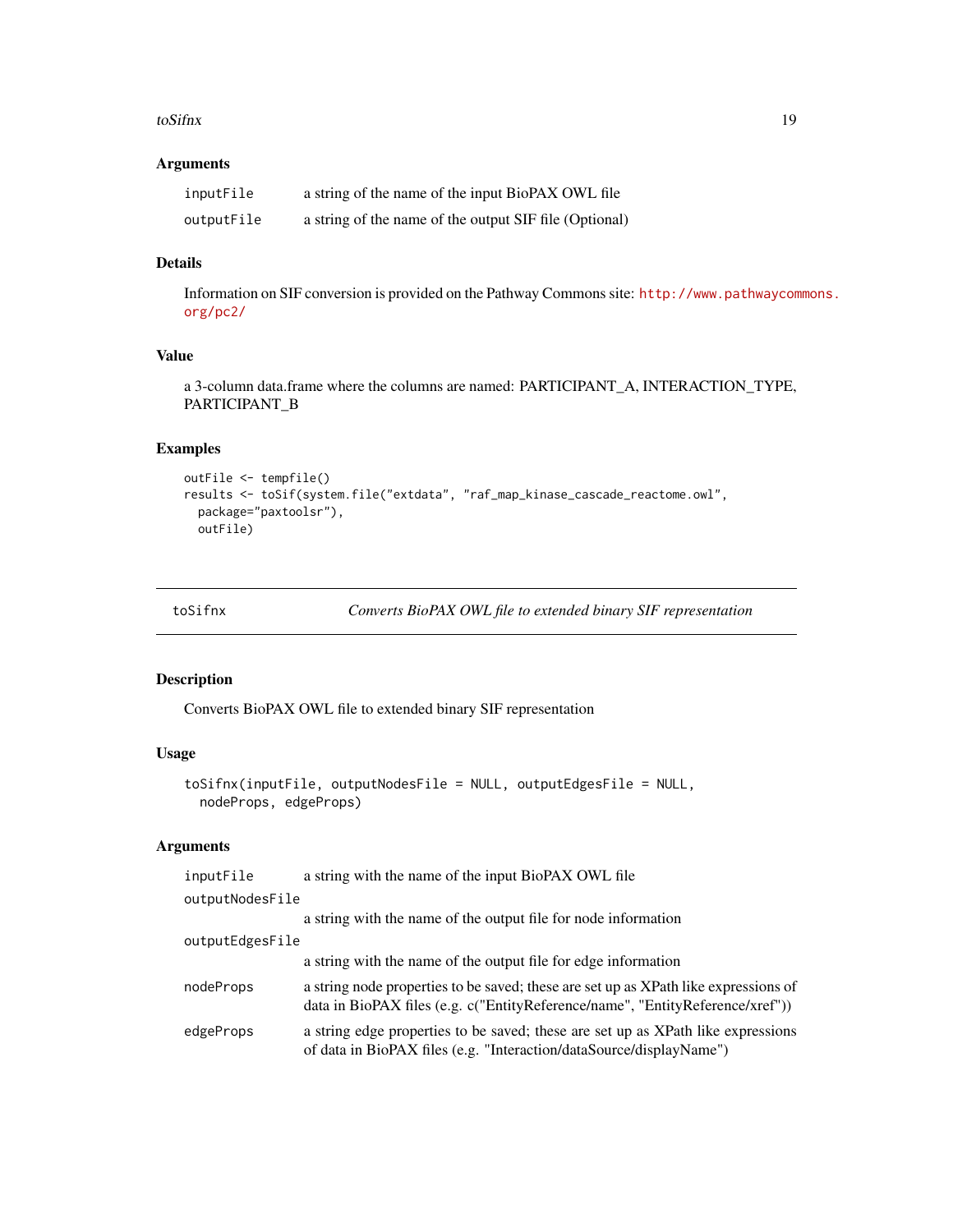### Arguments

| | |
|---|---|
| inputFile | a string of the name of the input BioPAX OWL file |
| outputFile | a string of the name of the output SIF file (Optional) |

### Details

Information on SIF conversion is provided on the Pathway Commons site: http://www.pathwaycommons.org/pc2/

### Value

a 3-column data.frame where the columns are named: PARTICIPANT_A, INTERACTION_TYPE, PARTICIPANT_B

### Examples

```
outFile <- tempfile()
results <- toSif(system.file("extdata", "raf_map_kinase_cascade_reactome.owl",
  package="paxtoolsr"),
  outFile)
```

---

## toSifnx — *Converts BioPAX OWL file to extended binary SIF representation*

---

### Description

Converts BioPAX OWL file to extended binary SIF representation

### Usage

```
toSifnx(inputFile, outputNodesFile = NULL, outputEdgesFile = NULL,
  nodeProps, edgeProps)
```

### Arguments

| | |
|---|---|
| inputFile | a string with the name of the input BioPAX OWL file |
| outputNodesFile | a string with the name of the output file for node information |
| outputEdgesFile | a string with the name of the output file for edge information |
| nodeProps | a string node properties to be saved; these are set up as XPath like expressions of data in BioPAX files (e.g. c("EntityReference/name", "EntityReference/xref")) |
| edgeProps | a string edge properties to be saved; these are set up as XPath like expressions of data in BioPAX files (e.g. "Interaction/dataSource/displayName") |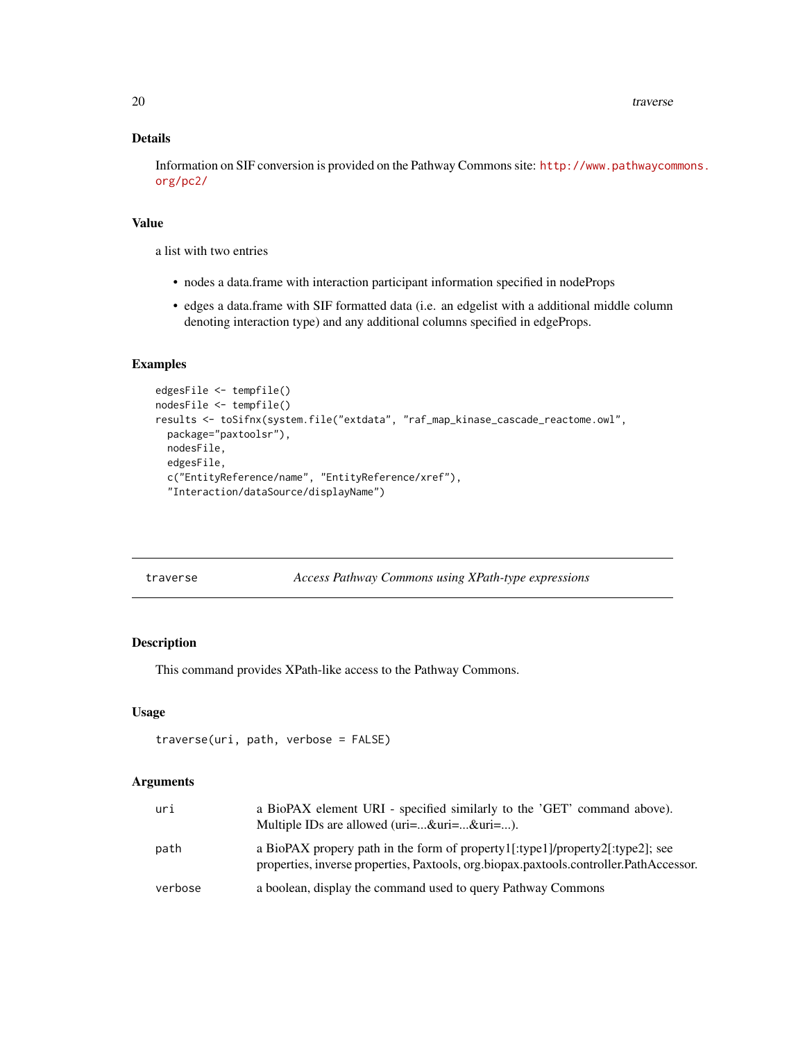## Details

Information on SIF conversion is provided on the Pathway Commons site: http://www.pathwaycommons.org/pc2/

## Value

a list with two entries

- nodes a data.frame with interaction participant information specified in nodeProps
- edges a data.frame with SIF formatted data (i.e. an edgelist with a additional middle column denoting interaction type) and any additional columns specified in edgeProps.

## Examples

```
edgesFile <- tempfile()
nodesFile <- tempfile()
results <- toSifnx(system.file("extdata", "raf_map_kinase_cascade_reactome.owl",
  package="paxtoolsr"),
  nodesFile,
  edgesFile,
  c("EntityReference/name", "EntityReference/xref"),
  "Interaction/dataSource/displayName")
```

---

# traverse — *Access Pathway Commons using XPath-type expressions*

---

## Description

This command provides XPath-like access to the Pathway Commons.

## Usage

```
traverse(uri, path, verbose = FALSE)
```

## Arguments

| | |
|---|---|
| uri | a BioPAX element URI - specified similarly to the 'GET' command above). Multiple IDs are allowed (uri=...&uri=...&uri=...). |
| path | a BioPAX propery path in the form of property1[:type1]/property2[:type2]; see properties, inverse properties, Paxtools, org.biopax.paxtools.controller.PathAccessor. |
| verbose | a boolean, display the command used to query Pathway Commons |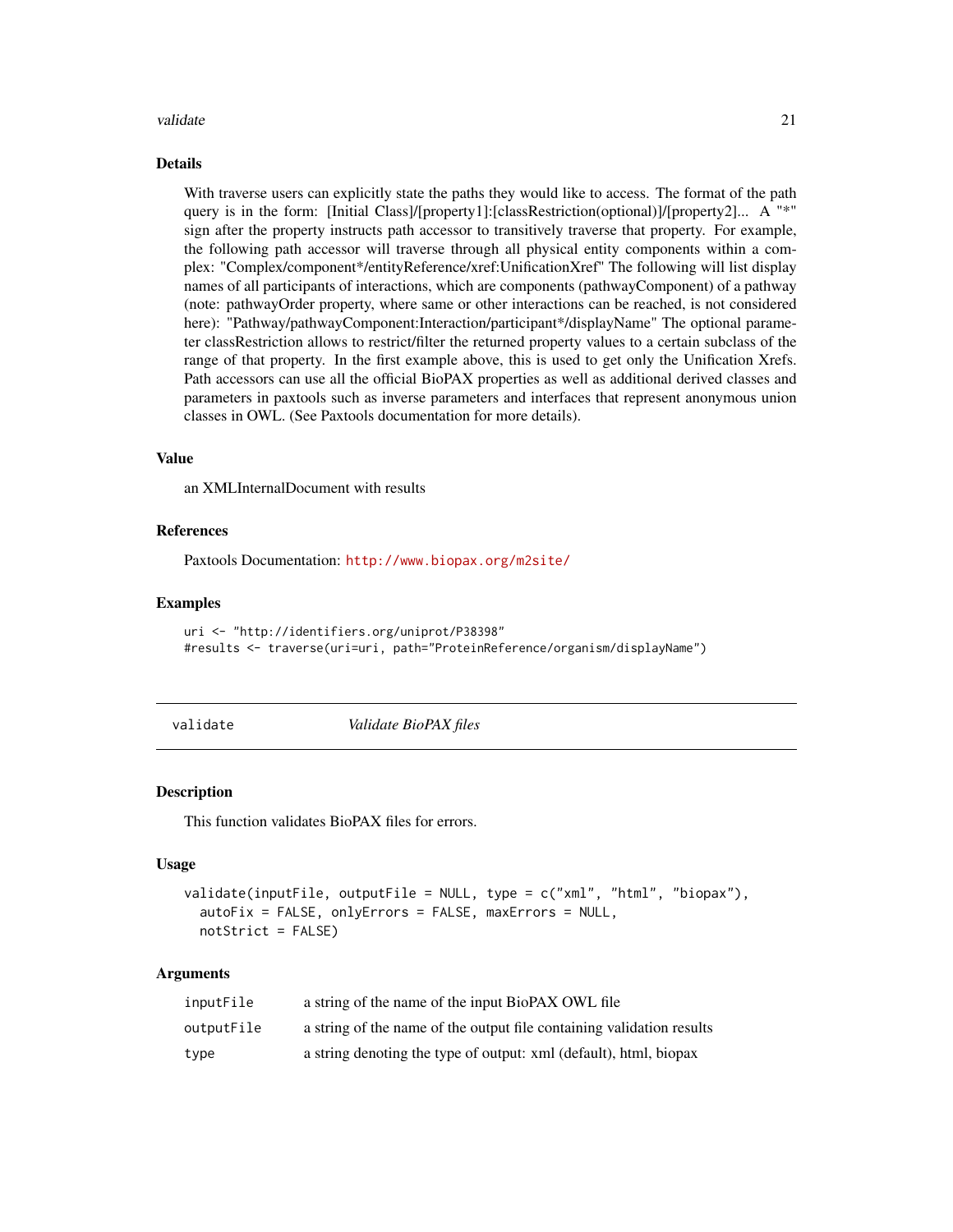## Details

With traverse users can explicitly state the paths they would like to access. The format of the path query is in the form: [Initial Class]/[property1]:[classRestriction(optional)]/[property2]... A "*" sign after the property instructs path accessor to transitively traverse that property. For example, the following path accessor will traverse through all physical entity components within a complex: "Complex/component*/entityReference/xref:UnificationXref" The following will list display names of all participants of interactions, which are components (pathwayComponent) of a pathway (note: pathwayOrder property, where same or other interactions can be reached, is not considered here): "Pathway/pathwayComponent:Interaction/participant*/displayName" The optional parameter classRestriction allows to restrict/filter the returned property values to a certain subclass of the range of that property. In the first example above, this is used to get only the Unification Xrefs. Path accessors can use all the official BioPAX properties as well as additional derived classes and parameters in paxtools such as inverse parameters and interfaces that represent anonymous union classes in OWL. (See Paxtools documentation for more details).

## Value

an XMLInternalDocument with results

## References

Paxtools Documentation: http://www.biopax.org/m2site/

## Examples

```
uri <- "http://identifiers.org/uniprot/P38398"
#results <- traverse(uri=uri, path="ProteinReference/organism/displayName")
```

---

# validate *Validate BioPAX files*

## Description

This function validates BioPAX files for errors.

## Usage

```
validate(inputFile, outputFile = NULL, type = c("xml", "html", "biopax"),
  autoFix = FALSE, onlyErrors = FALSE, maxErrors = NULL,
  notStrict = FALSE)
```

## Arguments

| | |
|---|---|
| inputFile | a string of the name of the input BioPAX OWL file |
| outputFile | a string of the name of the output file containing validation results |
| type | a string denoting the type of output: xml (default), html, biopax |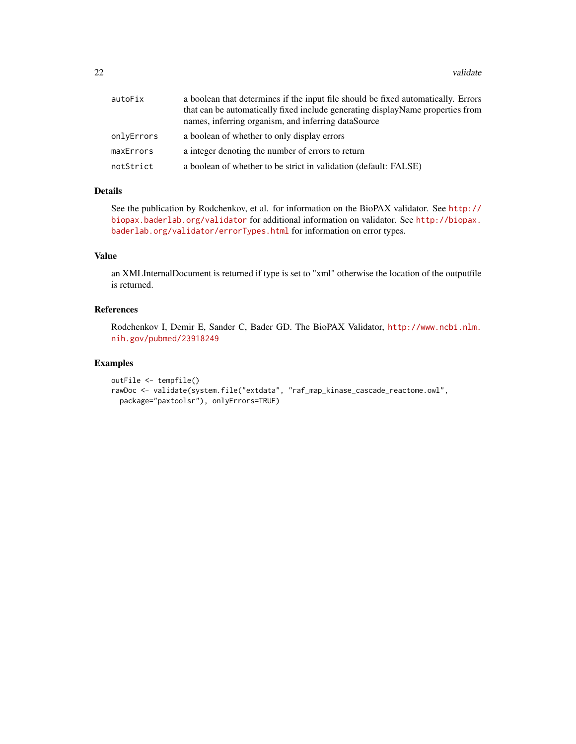| | |
|---|---|
| autoFix | a boolean that determines if the input file should be fixed automatically. Errors that can be automatically fixed include generating displayName properties from names, inferring organism, and inferring dataSource |
| onlyErrors | a boolean of whether to only display errors |
| maxErrors | a integer denoting the number of errors to return |
| notStrict | a boolean of whether to be strict in validation (default: FALSE) |

### Details

See the publication by Rodchenkov, et al. for information on the BioPAX validator. See http://biopax.baderlab.org/validator for additional information on validator. See http://biopax.baderlab.org/validator/errorTypes.html for information on error types.

### Value

an XMLInternalDocument is returned if type is set to "xml" otherwise the location of the outputfile is returned.

### References

Rodchenkov I, Demir E, Sander C, Bader GD. The BioPAX Validator, http://www.ncbi.nlm.nih.gov/pubmed/23918249

### Examples

```
outFile <- tempfile()
rawDoc <- validate(system.file("extdata", "raf_map_kinase_cascade_reactome.owl",
  package="paxtoolsr"), onlyErrors=TRUE)
```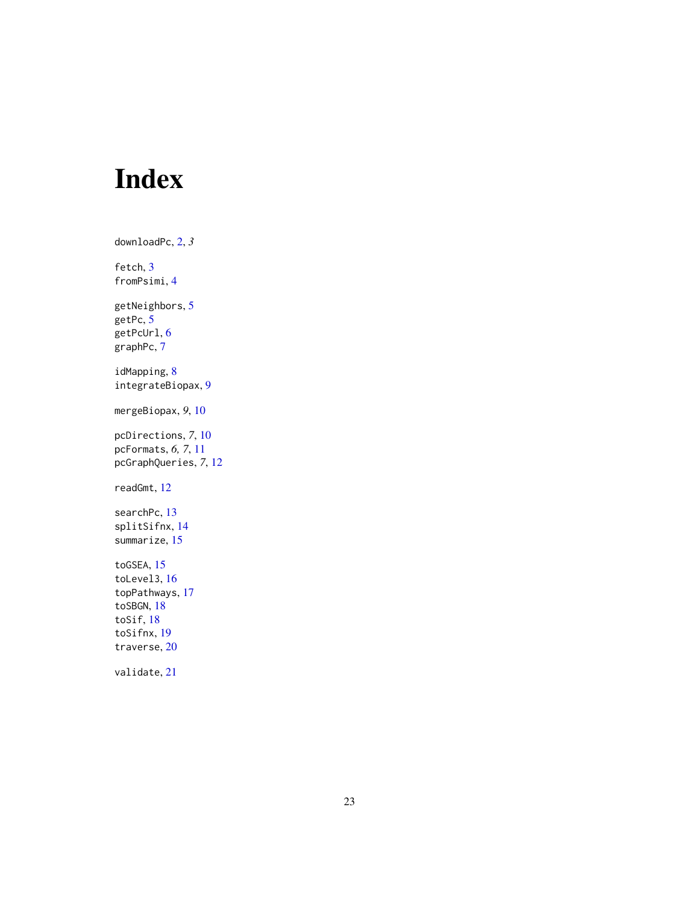# Index

downloadPc, 2, *3*

fetch, 3
fromPsimi, 4

getNeighbors, 5
getPc, 5
getPcUrl, 6
graphPc, 7

idMapping, 8
integrateBiopax, 9

mergeBiopax, *9*, 10

pcDirections, *7*, 10
pcFormats, *6, 7*, 11
pcGraphQueries, *7*, 12

readGmt, 12

searchPc, 13
splitSifnx, 14
summarize, 15

toGSEA, 15
toLevel3, 16
topPathways, 17
toSBGN, 18
toSif, 18
toSifnx, 19
traverse, 20

validate, 21